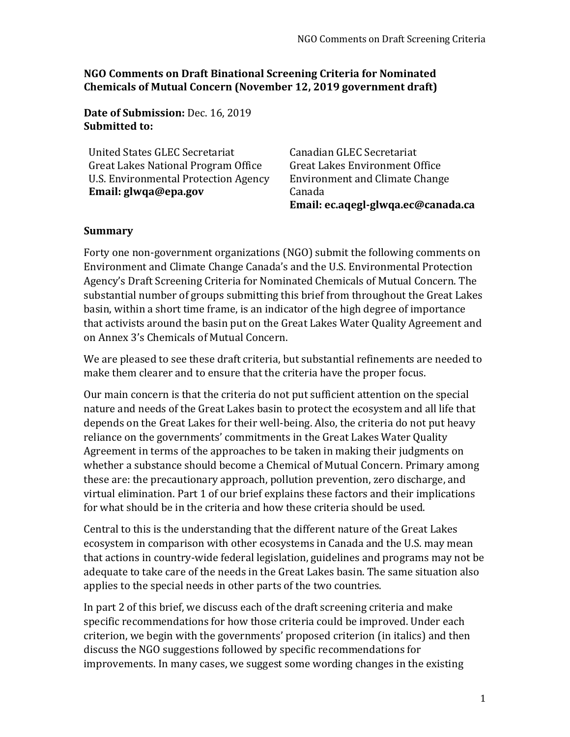**NGO Comments on Draft Binational Screening Criteria for Nominated Chemicals of Mutual Concern (November 12, 2019 government draft)**

**Date of Submission:** Dec. 16, 2019
**Submitted to:**

United States GLEC Secretariat
Great Lakes National Program Office
U.S. Environmental Protection Agency
**Email: glwqa@epa.gov**

Canadian GLEC Secretariat
Great Lakes Environment Office
Environment and Climate Change Canada
**Email: ec.aqegl-glwqa.ec@canada.ca**

**Summary**

Forty one non-government organizations (NGO) submit the following comments on Environment and Climate Change Canada's and the U.S. Environmental Protection Agency's Draft Screening Criteria for Nominated Chemicals of Mutual Concern. The substantial number of groups submitting this brief from throughout the Great Lakes basin, within a short time frame, is an indicator of the high degree of importance that activists around the basin put on the Great Lakes Water Quality Agreement and on Annex 3's Chemicals of Mutual Concern.

We are pleased to see these draft criteria, but substantial refinements are needed to make them clearer and to ensure that the criteria have the proper focus.

Our main concern is that the criteria do not put sufficient attention on the special nature and needs of the Great Lakes basin to protect the ecosystem and all life that depends on the Great Lakes for their well-being. Also, the criteria do not put heavy reliance on the governments' commitments in the Great Lakes Water Quality Agreement in terms of the approaches to be taken in making their judgments on whether a substance should become a Chemical of Mutual Concern. Primary among these are: the precautionary approach, pollution prevention, zero discharge, and virtual elimination. Part 1 of our brief explains these factors and their implications for what should be in the criteria and how these criteria should be used.

Central to this is the understanding that the different nature of the Great Lakes ecosystem in comparison with other ecosystems in Canada and the U.S. may mean that actions in country-wide federal legislation, guidelines and programs may not be adequate to take care of the needs in the Great Lakes basin. The same situation also applies to the special needs in other parts of the two countries.

In part 2 of this brief, we discuss each of the draft screening criteria and make specific recommendations for how those criteria could be improved. Under each criterion, we begin with the governments' proposed criterion (in italics) and then discuss the NGO suggestions followed by specific recommendations for improvements. In many cases, we suggest some wording changes in the existing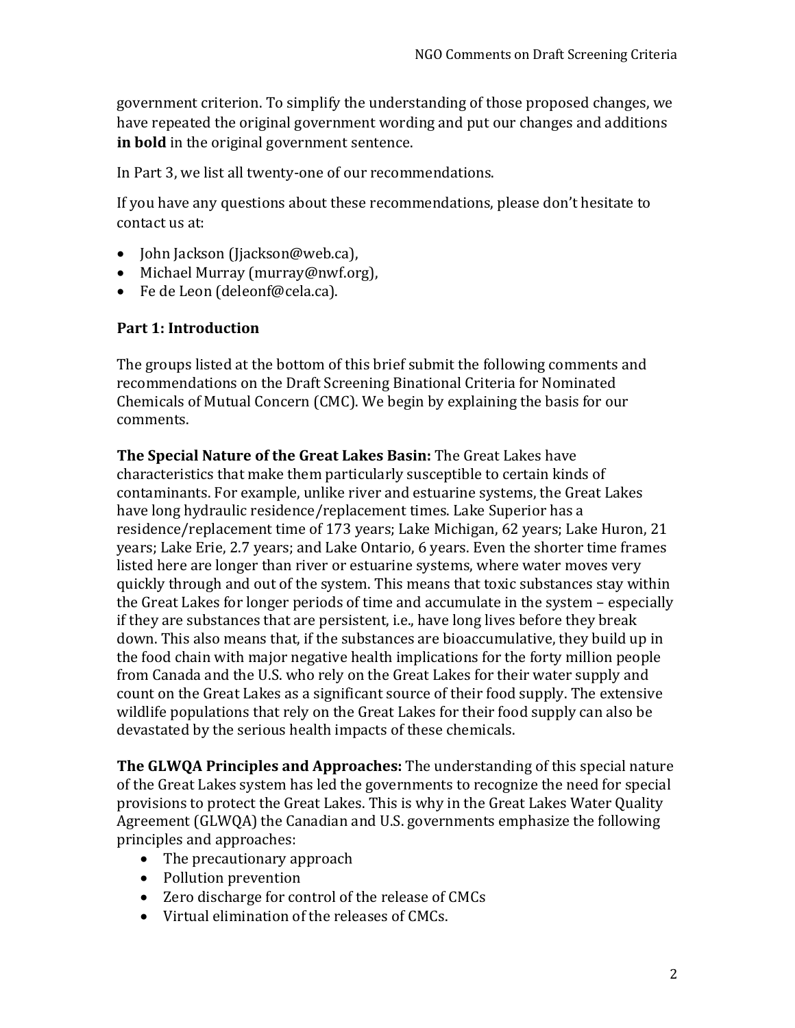government criterion. To simplify the understanding of those proposed changes, we have repeated the original government wording and put our changes and additions **in bold** in the original government sentence.

In Part 3, we list all twenty-one of our recommendations.

If you have any questions about these recommendations, please don't hesitate to contact us at:

- John Jackson (Jjackson@web.ca),
- Michael Murray (murray@nwf.org),
- Fe de Leon (deleonf@cela.ca).

## Part 1: Introduction

The groups listed at the bottom of this brief submit the following comments and recommendations on the Draft Screening Binational Criteria for Nominated Chemicals of Mutual Concern (CMC). We begin by explaining the basis for our comments.

**The Special Nature of the Great Lakes Basin:** The Great Lakes have characteristics that make them particularly susceptible to certain kinds of contaminants. For example, unlike river and estuarine systems, the Great Lakes have long hydraulic residence/replacement times. Lake Superior has a residence/replacement time of 173 years; Lake Michigan, 62 years; Lake Huron, 21 years; Lake Erie, 2.7 years; and Lake Ontario, 6 years. Even the shorter time frames listed here are longer than river or estuarine systems, where water moves very quickly through and out of the system. This means that toxic substances stay within the Great Lakes for longer periods of time and accumulate in the system – especially if they are substances that are persistent, i.e., have long lives before they break down. This also means that, if the substances are bioaccumulative, they build up in the food chain with major negative health implications for the forty million people from Canada and the U.S. who rely on the Great Lakes for their water supply and count on the Great Lakes as a significant source of their food supply. The extensive wildlife populations that rely on the Great Lakes for their food supply can also be devastated by the serious health impacts of these chemicals.

**The GLWQA Principles and Approaches:** The understanding of this special nature of the Great Lakes system has led the governments to recognize the need for special provisions to protect the Great Lakes. This is why in the Great Lakes Water Quality Agreement (GLWQA) the Canadian and U.S. governments emphasize the following principles and approaches:

- The precautionary approach
- Pollution prevention
- Zero discharge for control of the release of CMCs
- Virtual elimination of the releases of CMCs.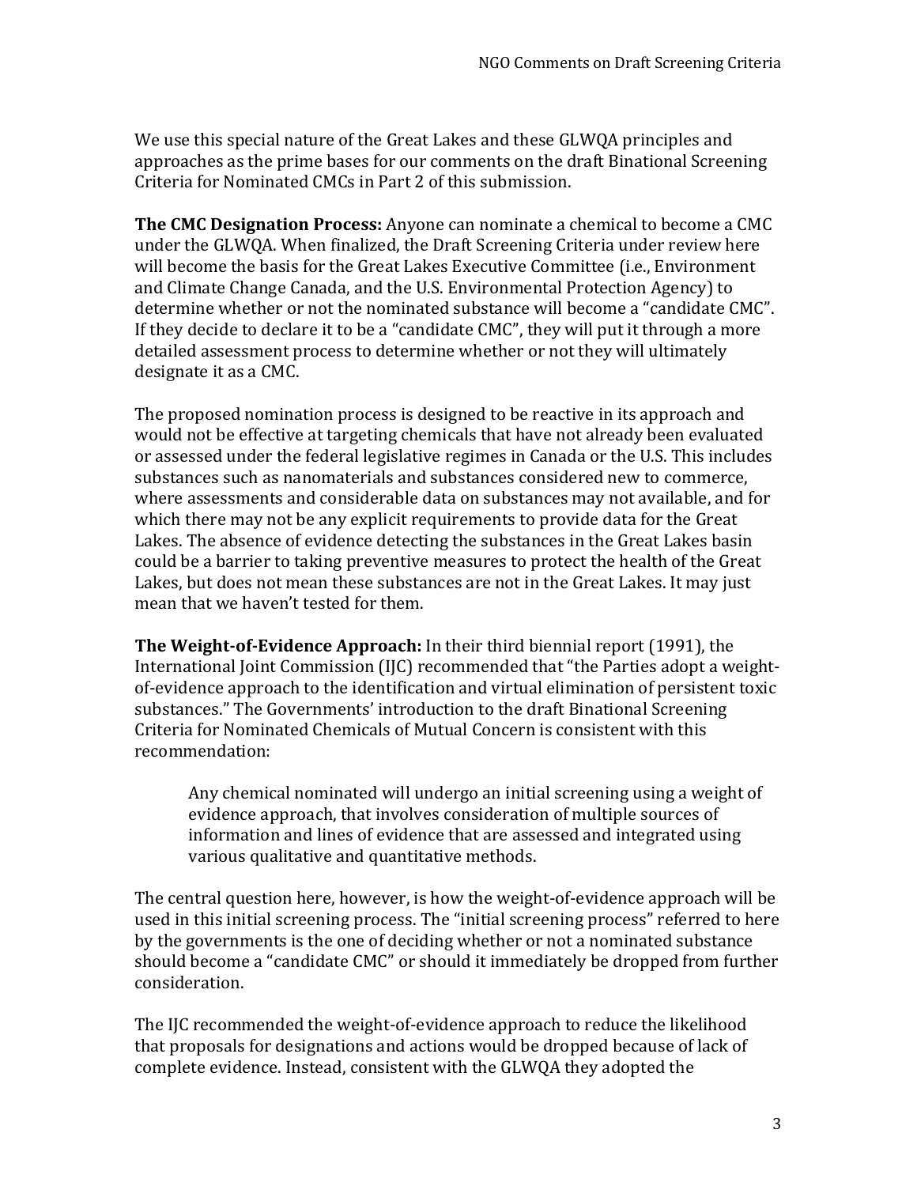We use this special nature of the Great Lakes and these GLWQA principles and approaches as the prime bases for our comments on the draft Binational Screening Criteria for Nominated CMCs in Part 2 of this submission.

**The CMC Designation Process:** Anyone can nominate a chemical to become a CMC under the GLWQA. When finalized, the Draft Screening Criteria under review here will become the basis for the Great Lakes Executive Committee (i.e., Environment and Climate Change Canada, and the U.S. Environmental Protection Agency) to determine whether or not the nominated substance will become a "candidate CMC". If they decide to declare it to be a "candidate CMC", they will put it through a more detailed assessment process to determine whether or not they will ultimately designate it as a CMC.

The proposed nomination process is designed to be reactive in its approach and would not be effective at targeting chemicals that have not already been evaluated or assessed under the federal legislative regimes in Canada or the U.S. This includes substances such as nanomaterials and substances considered new to commerce, where assessments and considerable data on substances may not available, and for which there may not be any explicit requirements to provide data for the Great Lakes. The absence of evidence detecting the substances in the Great Lakes basin could be a barrier to taking preventive measures to protect the health of the Great Lakes, but does not mean these substances are not in the Great Lakes. It may just mean that we haven't tested for them.

**The Weight-of-Evidence Approach:** In their third biennial report (1991), the International Joint Commission (IJC) recommended that "the Parties adopt a weight-of-evidence approach to the identification and virtual elimination of persistent toxic substances." The Governments' introduction to the draft Binational Screening Criteria for Nominated Chemicals of Mutual Concern is consistent with this recommendation:

> Any chemical nominated will undergo an initial screening using a weight of evidence approach, that involves consideration of multiple sources of information and lines of evidence that are assessed and integrated using various qualitative and quantitative methods.

The central question here, however, is how the weight-of-evidence approach will be used in this initial screening process. The "initial screening process" referred to here by the governments is the one of deciding whether or not a nominated substance should become a "candidate CMC" or should it immediately be dropped from further consideration.

The IJC recommended the weight-of-evidence approach to reduce the likelihood that proposals for designations and actions would be dropped because of lack of complete evidence. Instead, consistent with the GLWQA they adopted the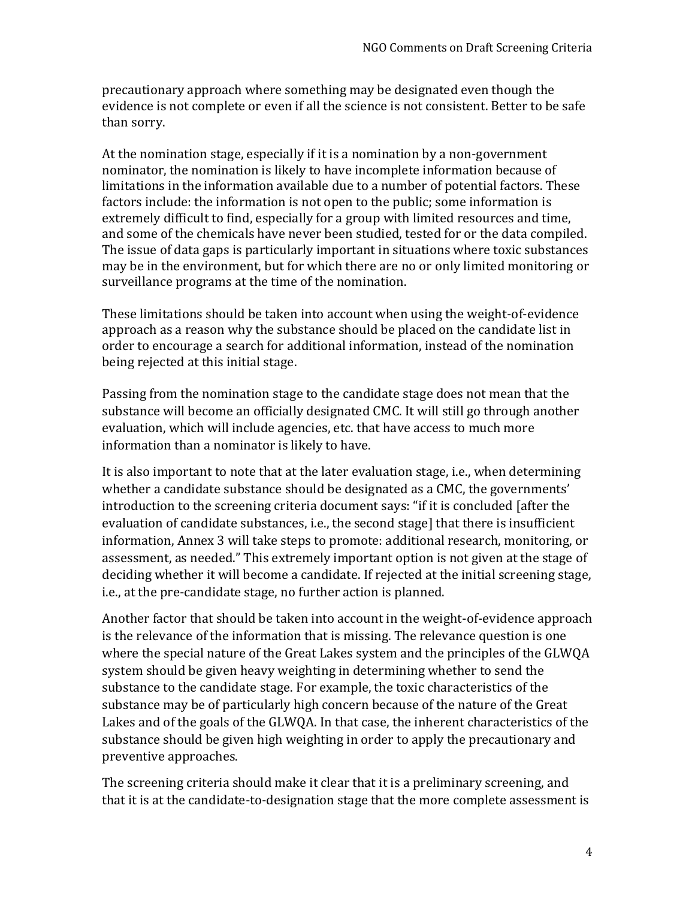precautionary approach where something may be designated even though the evidence is not complete or even if all the science is not consistent. Better to be safe than sorry.

At the nomination stage, especially if it is a nomination by a non-government nominator, the nomination is likely to have incomplete information because of limitations in the information available due to a number of potential factors. These factors include: the information is not open to the public; some information is extremely difficult to find, especially for a group with limited resources and time, and some of the chemicals have never been studied, tested for or the data compiled. The issue of data gaps is particularly important in situations where toxic substances may be in the environment, but for which there are no or only limited monitoring or surveillance programs at the time of the nomination.

These limitations should be taken into account when using the weight-of-evidence approach as a reason why the substance should be placed on the candidate list in order to encourage a search for additional information, instead of the nomination being rejected at this initial stage.

Passing from the nomination stage to the candidate stage does not mean that the substance will become an officially designated CMC. It will still go through another evaluation, which will include agencies, etc. that have access to much more information than a nominator is likely to have.

It is also important to note that at the later evaluation stage, i.e., when determining whether a candidate substance should be designated as a CMC, the governments' introduction to the screening criteria document says: "if it is concluded [after the evaluation of candidate substances, i.e., the second stage] that there is insufficient information, Annex 3 will take steps to promote: additional research, monitoring, or assessment, as needed." This extremely important option is not given at the stage of deciding whether it will become a candidate. If rejected at the initial screening stage, i.e., at the pre-candidate stage, no further action is planned.

Another factor that should be taken into account in the weight-of-evidence approach is the relevance of the information that is missing. The relevance question is one where the special nature of the Great Lakes system and the principles of the GLWQA system should be given heavy weighting in determining whether to send the substance to the candidate stage. For example, the toxic characteristics of the substance may be of particularly high concern because of the nature of the Great Lakes and of the goals of the GLWQA. In that case, the inherent characteristics of the substance should be given high weighting in order to apply the precautionary and preventive approaches.

The screening criteria should make it clear that it is a preliminary screening, and that it is at the candidate-to-designation stage that the more complete assessment is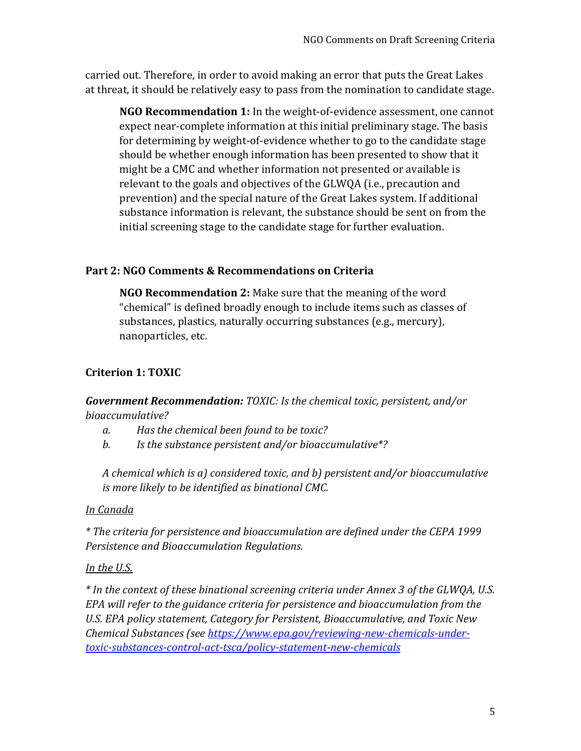carried out. Therefore, in order to avoid making an error that puts the Great Lakes at threat, it should be relatively easy to pass from the nomination to candidate stage.

> **NGO Recommendation 1:** In the weight-of-evidence assessment, one cannot expect near-complete information at this initial preliminary stage. The basis for determining by weight-of-evidence whether to go to the candidate stage should be whether enough information has been presented to show that it might be a CMC and whether information not presented or available is relevant to the goals and objectives of the GLWQA (i.e., precaution and prevention) and the special nature of the Great Lakes system. If additional substance information is relevant, the substance should be sent on from the initial screening stage to the candidate stage for further evaluation.

### Part 2: NGO Comments & Recommendations on Criteria

> **NGO Recommendation 2:** Make sure that the meaning of the word "chemical" is defined broadly enough to include items such as classes of substances, plastics, naturally occurring substances (e.g., mercury), nanoparticles, etc.

### Criterion 1: TOXIC

***Government Recommendation:*** *TOXIC: Is the chemical toxic, persistent, and/or bioaccumulative?*

*a. Has the chemical been found to be toxic?*
*b. Is the substance persistent and/or bioaccumulative*?*

*A chemical which is a) considered toxic, and b) persistent and/or bioaccumulative is more likely to be identified as binational CMC.*

*In Canada*

** The criteria for persistence and bioaccumulation are defined under the CEPA 1999 Persistence and Bioaccumulation Regulations.*

*In the U.S.*

** In the context of these binational screening criteria under Annex 3 of the GLWQA, U.S. EPA will refer to the guidance criteria for persistence and bioaccumulation from the U.S. EPA policy statement, Category for Persistent, Bioaccumulative, and Toxic New Chemical Substances (see [https://www.epa.gov/reviewing-new-chemicals-under-toxic-substances-control-act-tsca/policy-statement-new-chemicals](https://www.epa.gov/reviewing-new-chemicals-under-toxic-substances-control-act-tsca/policy-statement-new-chemicals)*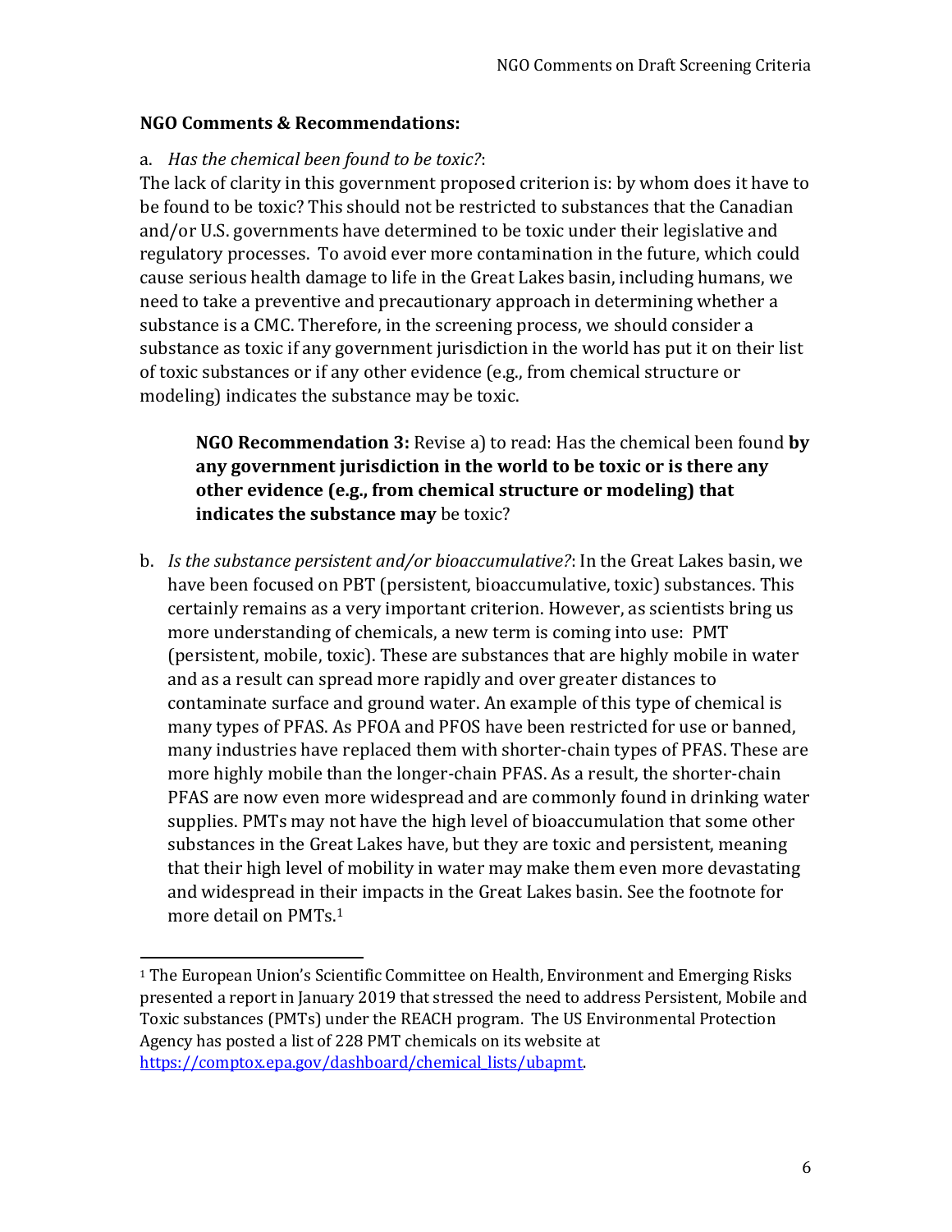**NGO Comments & Recommendations:**

a. *Has the chemical been found to be toxic?*:
The lack of clarity in this government proposed criterion is: by whom does it have to be found to be toxic? This should not be restricted to substances that the Canadian and/or U.S. governments have determined to be toxic under their legislative and regulatory processes. To avoid ever more contamination in the future, which could cause serious health damage to life in the Great Lakes basin, including humans, we need to take a preventive and precautionary approach in determining whether a substance is a CMC. Therefore, in the screening process, we should consider a substance as toxic if any government jurisdiction in the world has put it on their list of toxic substances or if any other evidence (e.g., from chemical structure or modeling) indicates the substance may be toxic.

> **NGO Recommendation 3:** Revise a) to read: Has the chemical been found **by any government jurisdiction in the world to be toxic or is there any other evidence (e.g., from chemical structure or modeling) that indicates the substance may** be toxic?

b. *Is the substance persistent and/or bioaccumulative?*: In the Great Lakes basin, we have been focused on PBT (persistent, bioaccumulative, toxic) substances. This certainly remains as a very important criterion. However, as scientists bring us more understanding of chemicals, a new term is coming into use: PMT (persistent, mobile, toxic). These are substances that are highly mobile in water and as a result can spread more rapidly and over greater distances to contaminate surface and ground water. An example of this type of chemical is many types of PFAS. As PFOA and PFOS have been restricted for use or banned, many industries have replaced them with shorter-chain types of PFAS. These are more highly mobile than the longer-chain PFAS. As a result, the shorter-chain PFAS are now even more widespread and are commonly found in drinking water supplies. PMTs may not have the high level of bioaccumulation that some other substances in the Great Lakes have, but they are toxic and persistent, meaning that their high level of mobility in water may make them even more devastating and widespread in their impacts in the Great Lakes basin. See the footnote for more detail on PMTs.[1]

---

[1] The European Union's Scientific Committee on Health, Environment and Emerging Risks presented a report in January 2019 that stressed the need to address Persistent, Mobile and Toxic substances (PMTs) under the REACH program. The US Environmental Protection Agency has posted a list of 228 PMT chemicals on its website at https://comptox.epa.gov/dashboard/chemical_lists/ubapmt.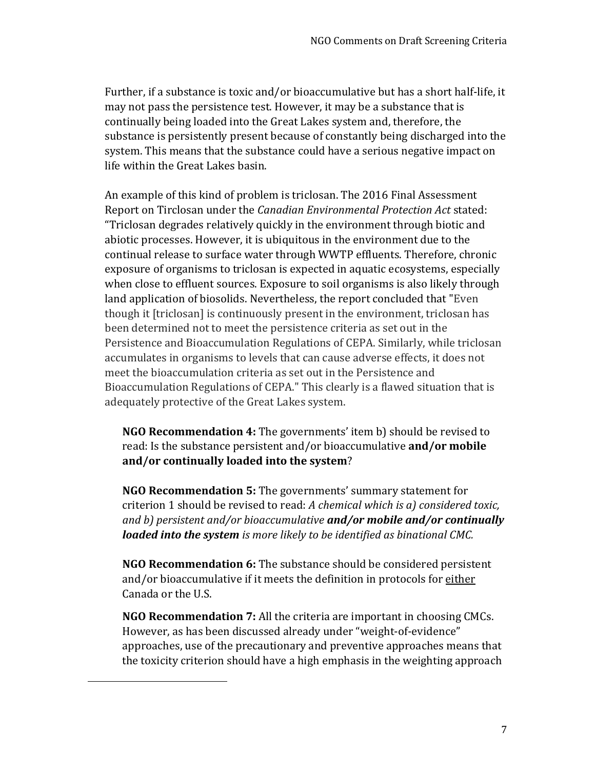Further, if a substance is toxic and/or bioaccumulative but has a short half-life, it may not pass the persistence test. However, it may be a substance that is continually being loaded into the Great Lakes system and, therefore, the substance is persistently present because of constantly being discharged into the system. This means that the substance could have a serious negative impact on life within the Great Lakes basin.

An example of this kind of problem is triclosan. The 2016 Final Assessment Report on Tirclosan under the *Canadian Environmental Protection Act* stated: "Triclosan degrades relatively quickly in the environment through biotic and abiotic processes. However, it is ubiquitous in the environment due to the continual release to surface water through WWTP effluents. Therefore, chronic exposure of organisms to triclosan is expected in aquatic ecosystems, especially when close to effluent sources. Exposure to soil organisms is also likely through land application of biosolids. Nevertheless, the report concluded that "Even though it [triclosan] is continuously present in the environment, triclosan has been determined not to meet the persistence criteria as set out in the Persistence and Bioaccumulation Regulations of CEPA. Similarly, while triclosan accumulates in organisms to levels that can cause adverse effects, it does not meet the bioaccumulation criteria as set out in the Persistence and Bioaccumulation Regulations of CEPA." This clearly is a flawed situation that is adequately protective of the Great Lakes system.

> **NGO Recommendation 4:** The governments' item b) should be revised to read: Is the substance persistent and/or bioaccumulative **and/or mobile and/or continually loaded into the system**?
>
> **NGO Recommendation 5:** The governments' summary statement for criterion 1 should be revised to read: *A chemical which is a) considered toxic, and b) persistent and/or bioaccumulative **and/or mobile and/or continually loaded into the system** is more likely to be identified as binational CMC.*
>
> **NGO Recommendation 6:** The substance should be considered persistent and/or bioaccumulative if it meets the definition in protocols for <u>either</u> Canada or the U.S.
>
> **NGO Recommendation 7:** All the criteria are important in choosing CMCs. However, as has been discussed already under "weight-of-evidence" approaches, use of the precautionary and preventive approaches means that the toxicity criterion should have a high emphasis in the weighting approach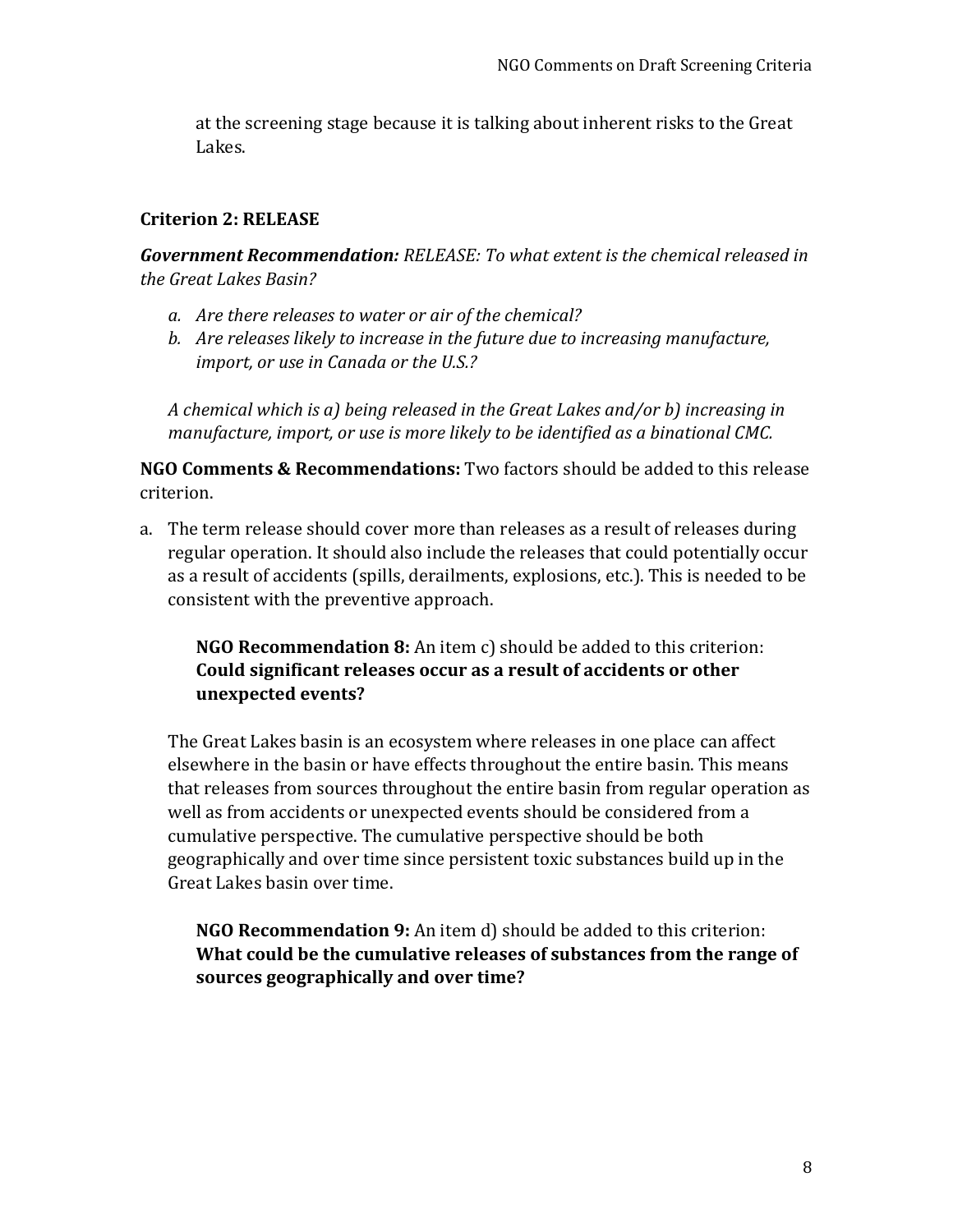at the screening stage because it is talking about inherent risks to the Great Lakes.

### Criterion 2: RELEASE

***Government Recommendation:*** *RELEASE: To what extent is the chemical released in the Great Lakes Basin?*

*a. Are there releases to water or air of the chemical?*
*b. Are releases likely to increase in the future due to increasing manufacture, import, or use in Canada or the U.S.?*

*A chemical which is a) being released in the Great Lakes and/or b) increasing in manufacture, import, or use is more likely to be identified as a binational CMC.*

**NGO Comments & Recommendations:** Two factors should be added to this release criterion.

a. The term release should cover more than releases as a result of releases during regular operation. It should also include the releases that could potentially occur as a result of accidents (spills, derailments, explosions, etc.). This is needed to be consistent with the preventive approach.

> **NGO Recommendation 8:** An item c) should be added to this criterion: **Could significant releases occur as a result of accidents or other unexpected events?**

The Great Lakes basin is an ecosystem where releases in one place can affect elsewhere in the basin or have effects throughout the entire basin. This means that releases from sources throughout the entire basin from regular operation as well as from accidents or unexpected events should be considered from a cumulative perspective. The cumulative perspective should be both geographically and over time since persistent toxic substances build up in the Great Lakes basin over time.

> **NGO Recommendation 9:** An item d) should be added to this criterion: **What could be the cumulative releases of substances from the range of sources geographically and over time?**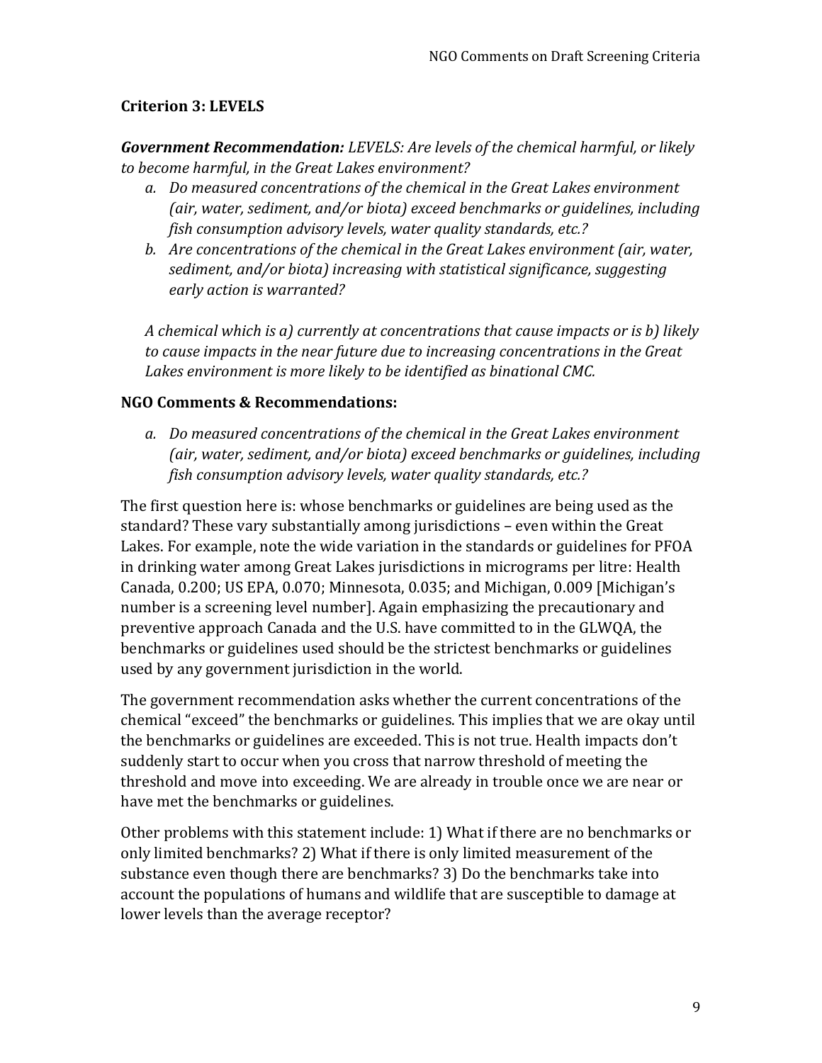### Criterion 3: LEVELS

***Government Recommendation:*** *LEVELS: Are levels of the chemical harmful, or likely to become harmful, in the Great Lakes environment?*

*a. Do measured concentrations of the chemical in the Great Lakes environment (air, water, sediment, and/or biota) exceed benchmarks or guidelines, including fish consumption advisory levels, water quality standards, etc.?*

*b. Are concentrations of the chemical in the Great Lakes environment (air, water, sediment, and/or biota) increasing with statistical significance, suggesting early action is warranted?*

*A chemical which is a) currently at concentrations that cause impacts or is b) likely to cause impacts in the near future due to increasing concentrations in the Great Lakes environment is more likely to be identified as binational CMC.*

#### NGO Comments & Recommendations:

*a. Do measured concentrations of the chemical in the Great Lakes environment (air, water, sediment, and/or biota) exceed benchmarks or guidelines, including fish consumption advisory levels, water quality standards, etc.?*

The first question here is: whose benchmarks or guidelines are being used as the standard? These vary substantially among jurisdictions – even within the Great Lakes. For example, note the wide variation in the standards or guidelines for PFOA in drinking water among Great Lakes jurisdictions in micrograms per litre: Health Canada, 0.200; US EPA, 0.070; Minnesota, 0.035; and Michigan, 0.009 [Michigan's number is a screening level number]. Again emphasizing the precautionary and preventive approach Canada and the U.S. have committed to in the GLWQA, the benchmarks or guidelines used should be the strictest benchmarks or guidelines used by any government jurisdiction in the world.

The government recommendation asks whether the current concentrations of the chemical "exceed" the benchmarks or guidelines. This implies that we are okay until the benchmarks or guidelines are exceeded. This is not true. Health impacts don't suddenly start to occur when you cross that narrow threshold of meeting the threshold and move into exceeding. We are already in trouble once we are near or have met the benchmarks or guidelines.

Other problems with this statement include: 1) What if there are no benchmarks or only limited benchmarks? 2) What if there is only limited measurement of the substance even though there are benchmarks? 3) Do the benchmarks take into account the populations of humans and wildlife that are susceptible to damage at lower levels than the average receptor?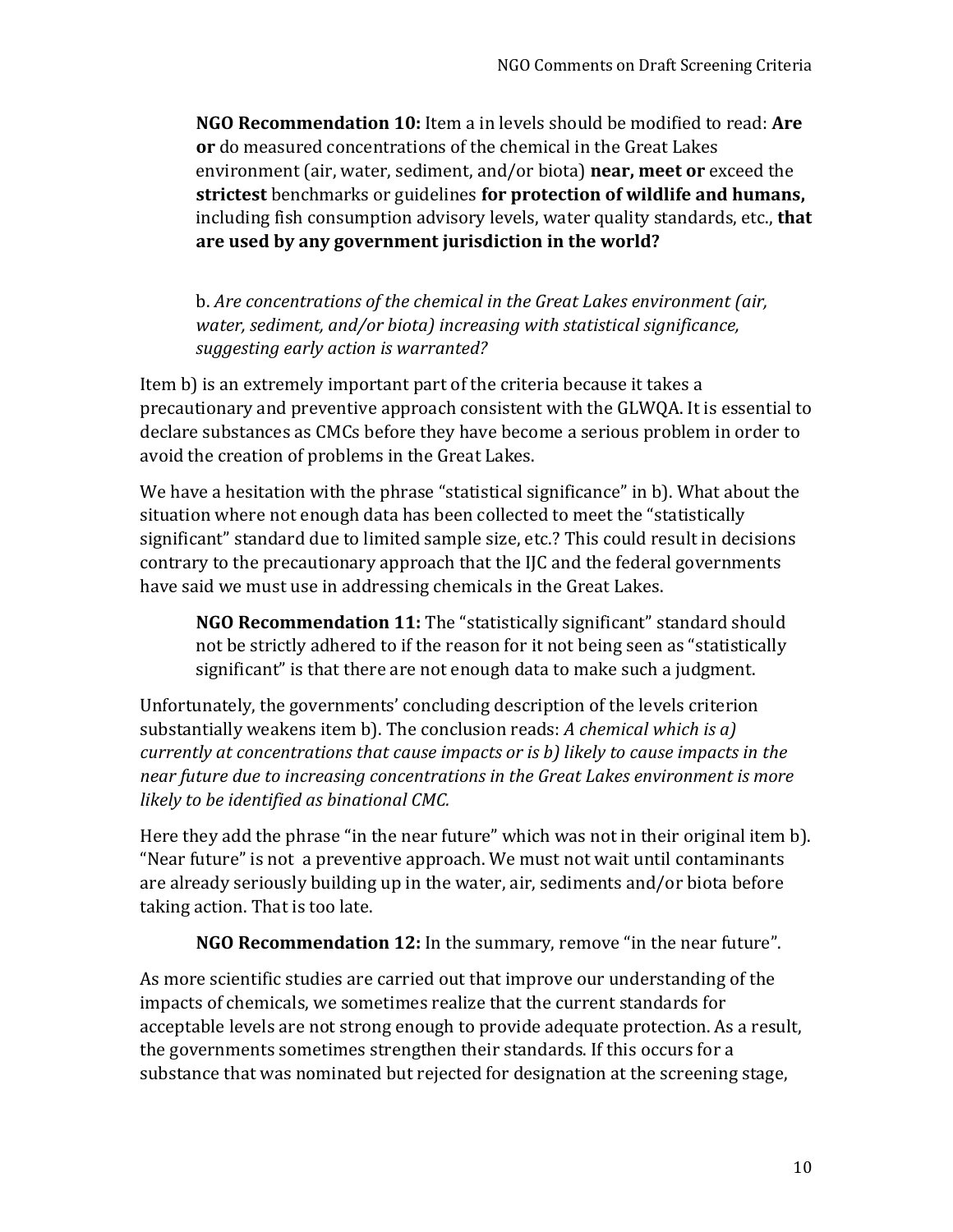**NGO Recommendation 10:** Item a in levels should be modified to read: **Are or** do measured concentrations of the chemical in the Great Lakes environment (air, water, sediment, and/or biota) **near, meet or** exceed the **strictest** benchmarks or guidelines **for protection of wildlife and humans,** including fish consumption advisory levels, water quality standards, etc., **that are used by any government jurisdiction in the world?**

b. *Are concentrations of the chemical in the Great Lakes environment (air, water, sediment, and/or biota) increasing with statistical significance, suggesting early action is warranted?*

Item b) is an extremely important part of the criteria because it takes a precautionary and preventive approach consistent with the GLWQA. It is essential to declare substances as CMCs before they have become a serious problem in order to avoid the creation of problems in the Great Lakes.

We have a hesitation with the phrase "statistical significance" in b). What about the situation where not enough data has been collected to meet the "statistically significant" standard due to limited sample size, etc.? This could result in decisions contrary to the precautionary approach that the IJC and the federal governments have said we must use in addressing chemicals in the Great Lakes.

**NGO Recommendation 11:** The "statistically significant" standard should not be strictly adhered to if the reason for it not being seen as "statistically significant" is that there are not enough data to make such a judgment.

Unfortunately, the governments' concluding description of the levels criterion substantially weakens item b). The conclusion reads: *A chemical which is a) currently at concentrations that cause impacts or is b) likely to cause impacts in the near future due to increasing concentrations in the Great Lakes environment is more likely to be identified as binational CMC.*

Here they add the phrase "in the near future" which was not in their original item b). "Near future" is not a preventive approach. We must not wait until contaminants are already seriously building up in the water, air, sediments and/or biota before taking action. That is too late.

**NGO Recommendation 12:** In the summary, remove "in the near future".

As more scientific studies are carried out that improve our understanding of the impacts of chemicals, we sometimes realize that the current standards for acceptable levels are not strong enough to provide adequate protection. As a result, the governments sometimes strengthen their standards. If this occurs for a substance that was nominated but rejected for designation at the screening stage,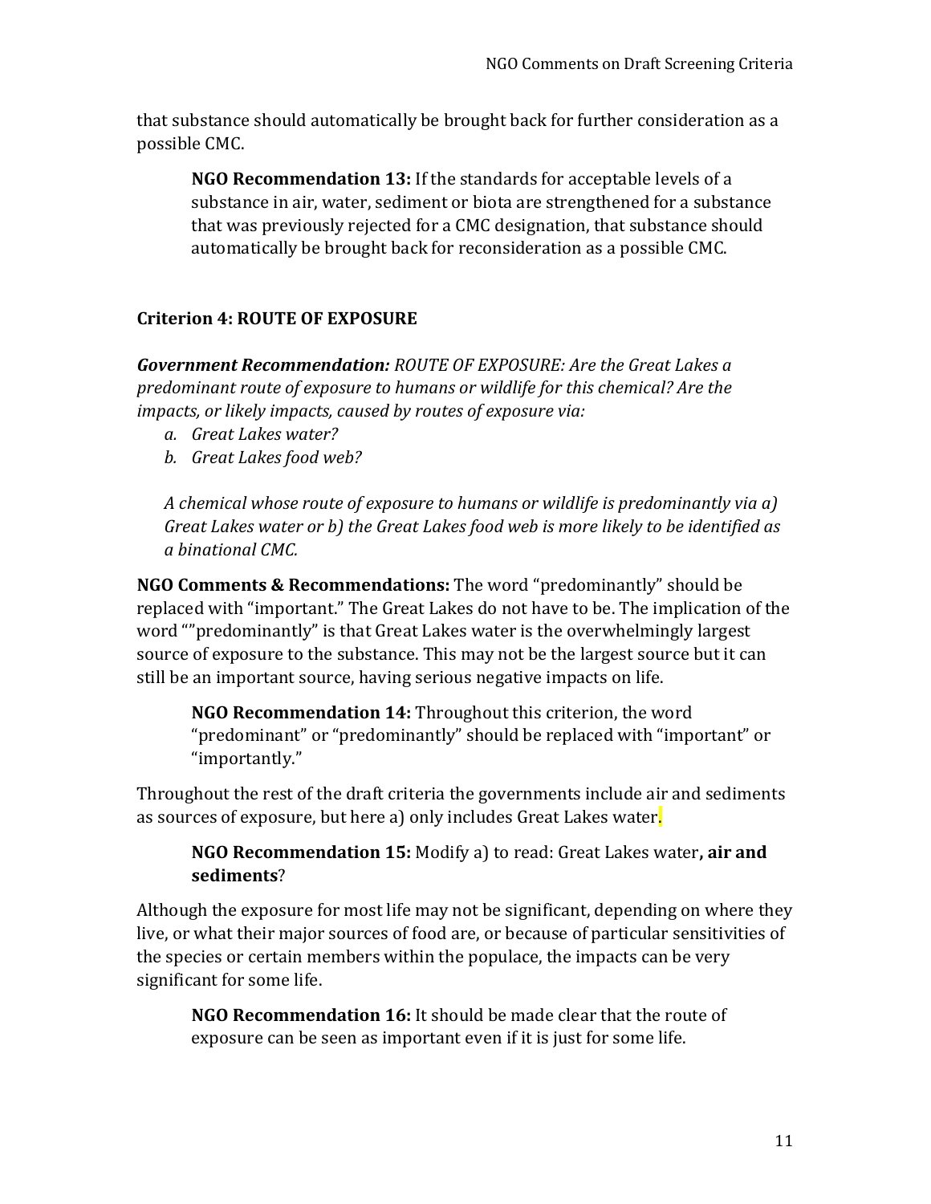that substance should automatically be brought back for further consideration as a possible CMC.

> **NGO Recommendation 13:** If the standards for acceptable levels of a substance in air, water, sediment or biota are strengthened for a substance that was previously rejected for a CMC designation, that substance should automatically be brought back for reconsideration as a possible CMC.

### Criterion 4: ROUTE OF EXPOSURE

***Government Recommendation:*** *ROUTE OF EXPOSURE: Are the Great Lakes a predominant route of exposure to humans or wildlife for this chemical? Are the impacts, or likely impacts, caused by routes of exposure via:*

*a. Great Lakes water?*
*b. Great Lakes food web?*

*A chemical whose route of exposure to humans or wildlife is predominantly via a) Great Lakes water or b) the Great Lakes food web is more likely to be identified as a binational CMC.*

**NGO Comments & Recommendations:** The word "predominantly" should be replaced with "important." The Great Lakes do not have to be. The implication of the word ""predominantly" is that Great Lakes water is the overwhelmingly largest source of exposure to the substance. This may not be the largest source but it can still be an important source, having serious negative impacts on life.

> **NGO Recommendation 14:** Throughout this criterion, the word "predominant" or "predominantly" should be replaced with "important" or "importantly."

Throughout the rest of the draft criteria the governments include air and sediments as sources of exposure, but here a) only includes Great Lakes water.

> **NGO Recommendation 15:** Modify a) to read: Great Lakes water**, air and sediments**?

Although the exposure for most life may not be significant, depending on where they live, or what their major sources of food are, or because of particular sensitivities of the species or certain members within the populace, the impacts can be very significant for some life.

> **NGO Recommendation 16:** It should be made clear that the route of exposure can be seen as important even if it is just for some life.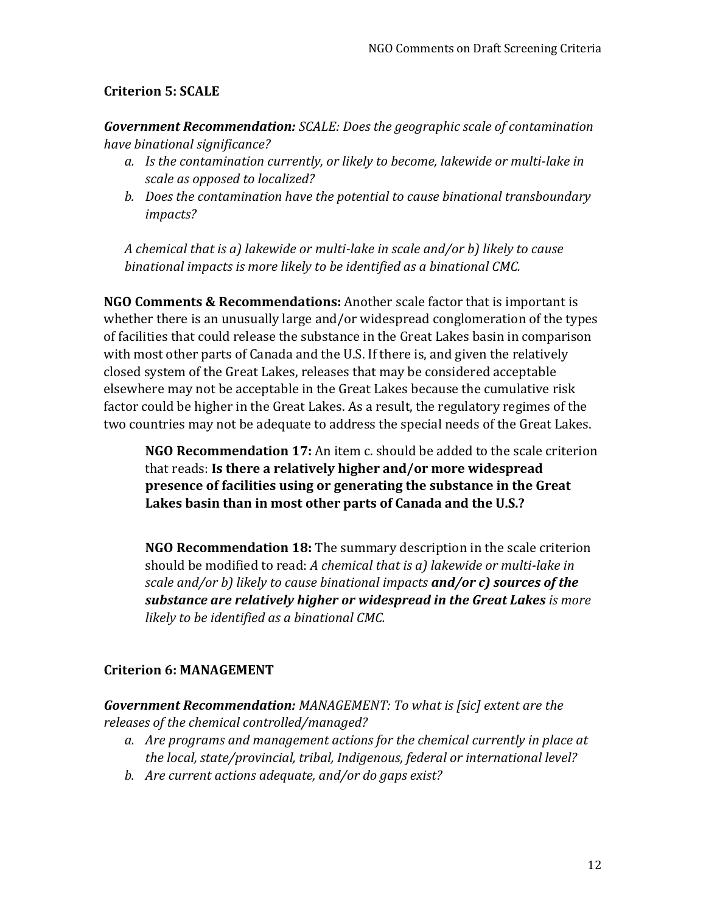### Criterion 5: SCALE

***Government Recommendation:*** *SCALE: Does the geographic scale of contamination have binational significance?*

*a. Is the contamination currently, or likely to become, lakewide or multi-lake in scale as opposed to localized?*

*b. Does the contamination have the potential to cause binational transboundary impacts?*

*A chemical that is a) lakewide or multi-lake in scale and/or b) likely to cause binational impacts is more likely to be identified as a binational CMC.*

**NGO Comments & Recommendations:** Another scale factor that is important is whether there is an unusually large and/or widespread conglomeration of the types of facilities that could release the substance in the Great Lakes basin in comparison with most other parts of Canada and the U.S. If there is, and given the relatively closed system of the Great Lakes, releases that may be considered acceptable elsewhere may not be acceptable in the Great Lakes because the cumulative risk factor could be higher in the Great Lakes. As a result, the regulatory regimes of the two countries may not be adequate to address the special needs of the Great Lakes.

> **NGO Recommendation 17:** An item c. should be added to the scale criterion that reads: **Is there a relatively higher and/or more widespread presence of facilities using or generating the substance in the Great Lakes basin than in most other parts of Canada and the U.S.?**

> **NGO Recommendation 18:** The summary description in the scale criterion should be modified to read: *A chemical that is a) lakewide or multi-lake in scale and/or b) likely to cause binational impacts* ***and/or c) sources of the substance are relatively higher or widespread in the Great Lakes*** *is more likely to be identified as a binational CMC.*

### Criterion 6: MANAGEMENT

***Government Recommendation:*** *MANAGEMENT: To what is [sic] extent are the releases of the chemical controlled/managed?*

*a. Are programs and management actions for the chemical currently in place at the local, state/provincial, tribal, Indigenous, federal or international level?*

*b. Are current actions adequate, and/or do gaps exist?*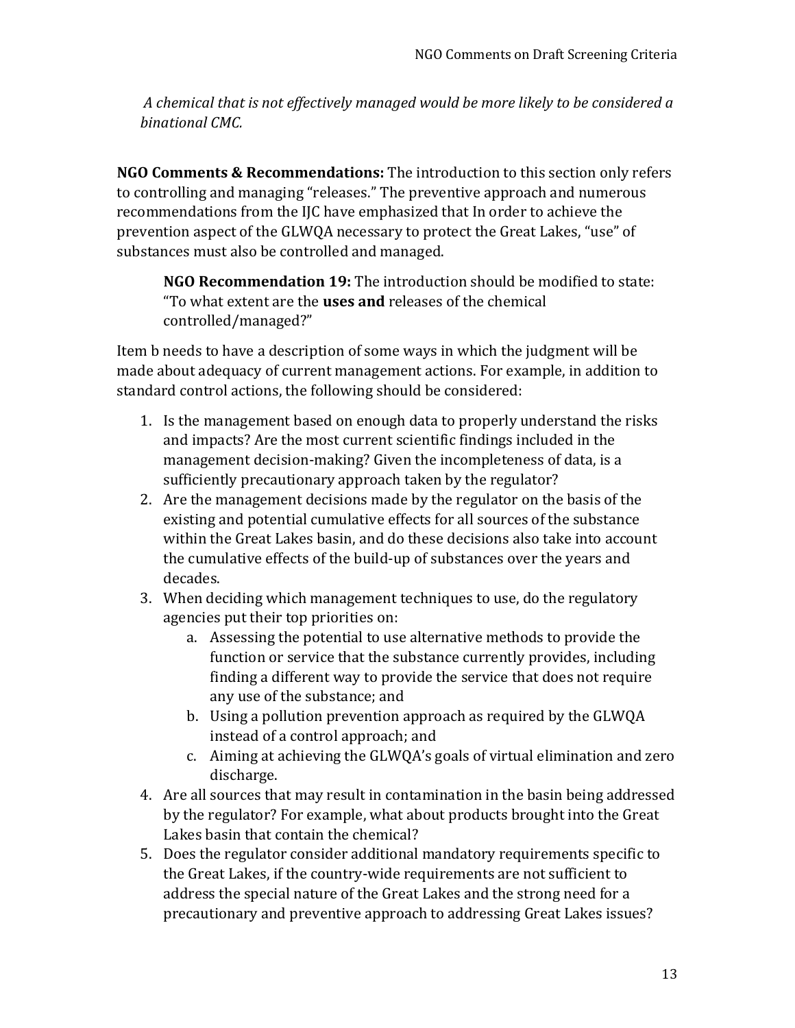*A chemical that is not effectively managed would be more likely to be considered a binational CMC.*

**NGO Comments & Recommendations:** The introduction to this section only refers to controlling and managing "releases." The preventive approach and numerous recommendations from the IJC have emphasized that In order to achieve the prevention aspect of the GLWQA necessary to protect the Great Lakes, "use" of substances must also be controlled and managed.

> **NGO Recommendation 19:** The introduction should be modified to state: "To what extent are the **uses and** releases of the chemical controlled/managed?"

Item b needs to have a description of some ways in which the judgment will be made about adequacy of current management actions. For example, in addition to standard control actions, the following should be considered:

1. Is the management based on enough data to properly understand the risks and impacts? Are the most current scientific findings included in the management decision-making? Given the incompleteness of data, is a sufficiently precautionary approach taken by the regulator?
2. Are the management decisions made by the regulator on the basis of the existing and potential cumulative effects for all sources of the substance within the Great Lakes basin, and do these decisions also take into account the cumulative effects of the build-up of substances over the years and decades.
3. When deciding which management techniques to use, do the regulatory agencies put their top priorities on:
   a. Assessing the potential to use alternative methods to provide the function or service that the substance currently provides, including finding a different way to provide the service that does not require any use of the substance; and
   b. Using a pollution prevention approach as required by the GLWQA instead of a control approach; and
   c. Aiming at achieving the GLWQA's goals of virtual elimination and zero discharge.
4. Are all sources that may result in contamination in the basin being addressed by the regulator? For example, what about products brought into the Great Lakes basin that contain the chemical?
5. Does the regulator consider additional mandatory requirements specific to the Great Lakes, if the country-wide requirements are not sufficient to address the special nature of the Great Lakes and the strong need for a precautionary and preventive approach to addressing Great Lakes issues?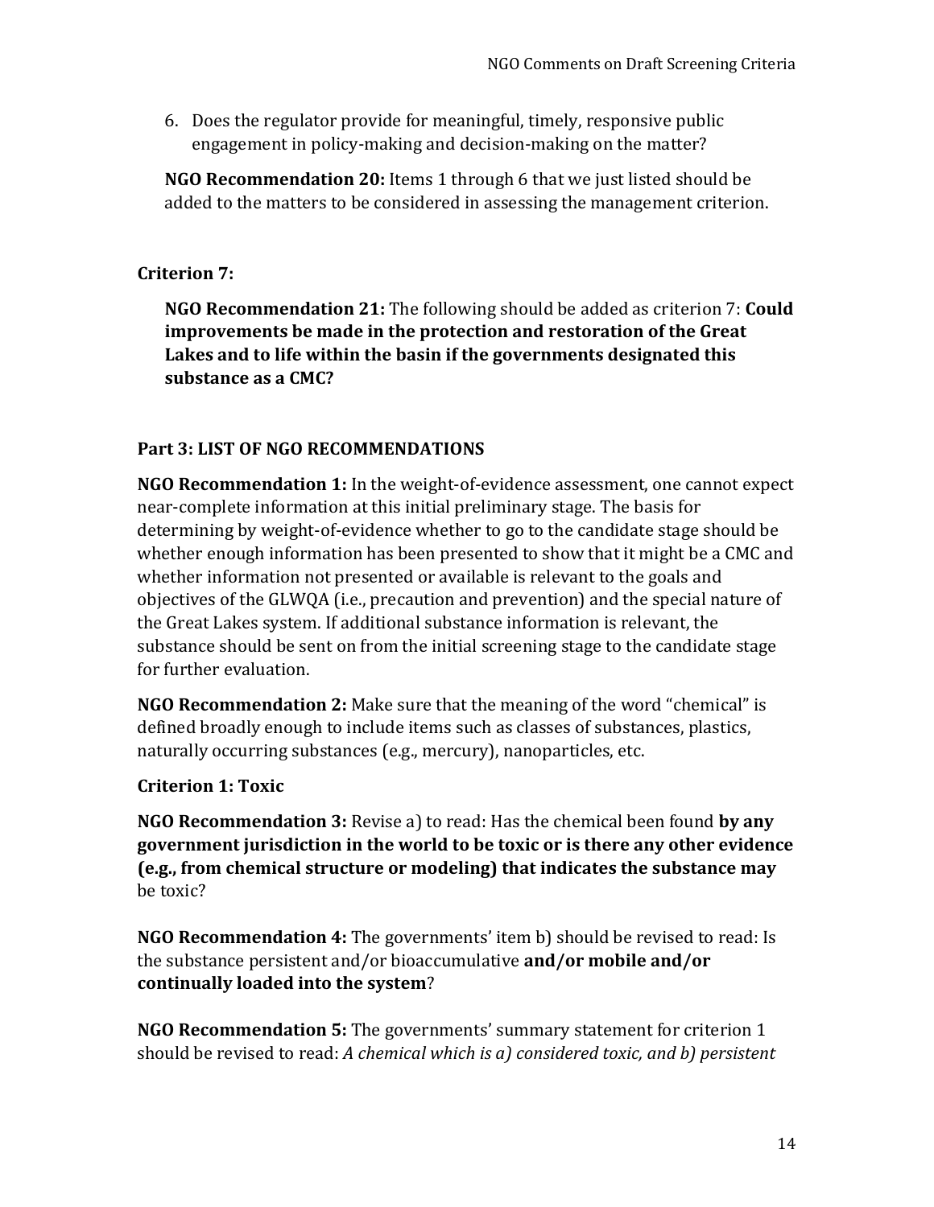6. Does the regulator provide for meaningful, timely, responsive public engagement in policy-making and decision-making on the matter?

**NGO Recommendation 20:** Items 1 through 6 that we just listed should be added to the matters to be considered in assessing the management criterion.

**Criterion 7:**

**NGO Recommendation 21:** The following should be added as criterion 7: **Could improvements be made in the protection and restoration of the Great Lakes and to life within the basin if the governments designated this substance as a CMC?**

**Part 3: LIST OF NGO RECOMMENDATIONS**

**NGO Recommendation 1:** In the weight-of-evidence assessment, one cannot expect near-complete information at this initial preliminary stage. The basis for determining by weight-of-evidence whether to go to the candidate stage should be whether enough information has been presented to show that it might be a CMC and whether information not presented or available is relevant to the goals and objectives of the GLWQA (i.e., precaution and prevention) and the special nature of the Great Lakes system. If additional substance information is relevant, the substance should be sent on from the initial screening stage to the candidate stage for further evaluation.

**NGO Recommendation 2:** Make sure that the meaning of the word "chemical" is defined broadly enough to include items such as classes of substances, plastics, naturally occurring substances (e.g., mercury), nanoparticles, etc.

**Criterion 1: Toxic**

**NGO Recommendation 3:** Revise a) to read: Has the chemical been found **by any government jurisdiction in the world to be toxic or is there any other evidence (e.g., from chemical structure or modeling) that indicates the substance may** be toxic?

**NGO Recommendation 4:** The governments' item b) should be revised to read: Is the substance persistent and/or bioaccumulative **and/or mobile and/or continually loaded into the system**?

**NGO Recommendation 5:** The governments' summary statement for criterion 1 should be revised to read: *A chemical which is a) considered toxic, and b) persistent*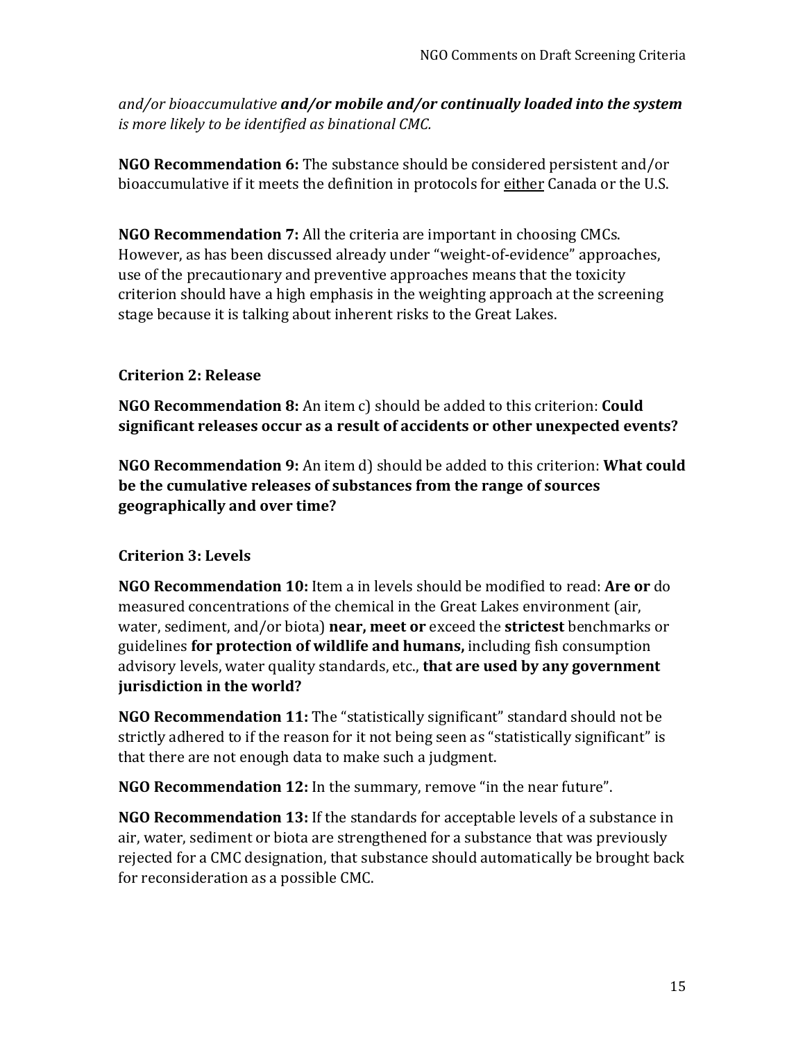*and/or bioaccumulative* ***and/or mobile and/or continually loaded into the system*** *is more likely to be identified as binational CMC.*

**NGO Recommendation 6:** The substance should be considered persistent and/or bioaccumulative if it meets the definition in protocols for either Canada or the U.S.

**NGO Recommendation 7:** All the criteria are important in choosing CMCs. However, as has been discussed already under "weight-of-evidence" approaches, use of the precautionary and preventive approaches means that the toxicity criterion should have a high emphasis in the weighting approach at the screening stage because it is talking about inherent risks to the Great Lakes.

### Criterion 2: Release

**NGO Recommendation 8:** An item c) should be added to this criterion: **Could significant releases occur as a result of accidents or other unexpected events?**

**NGO Recommendation 9:** An item d) should be added to this criterion: **What could be the cumulative releases of substances from the range of sources geographically and over time?**

### Criterion 3: Levels

**NGO Recommendation 10:** Item a in levels should be modified to read: **Are or** do measured concentrations of the chemical in the Great Lakes environment (air, water, sediment, and/or biota) **near, meet or** exceed the **strictest** benchmarks or guidelines **for protection of wildlife and humans,** including fish consumption advisory levels, water quality standards, etc., **that are used by any government jurisdiction in the world?**

**NGO Recommendation 11:** The "statistically significant" standard should not be strictly adhered to if the reason for it not being seen as "statistically significant" is that there are not enough data to make such a judgment.

**NGO Recommendation 12:** In the summary, remove "in the near future".

**NGO Recommendation 13:** If the standards for acceptable levels of a substance in air, water, sediment or biota are strengthened for a substance that was previously rejected for a CMC designation, that substance should automatically be brought back for reconsideration as a possible CMC.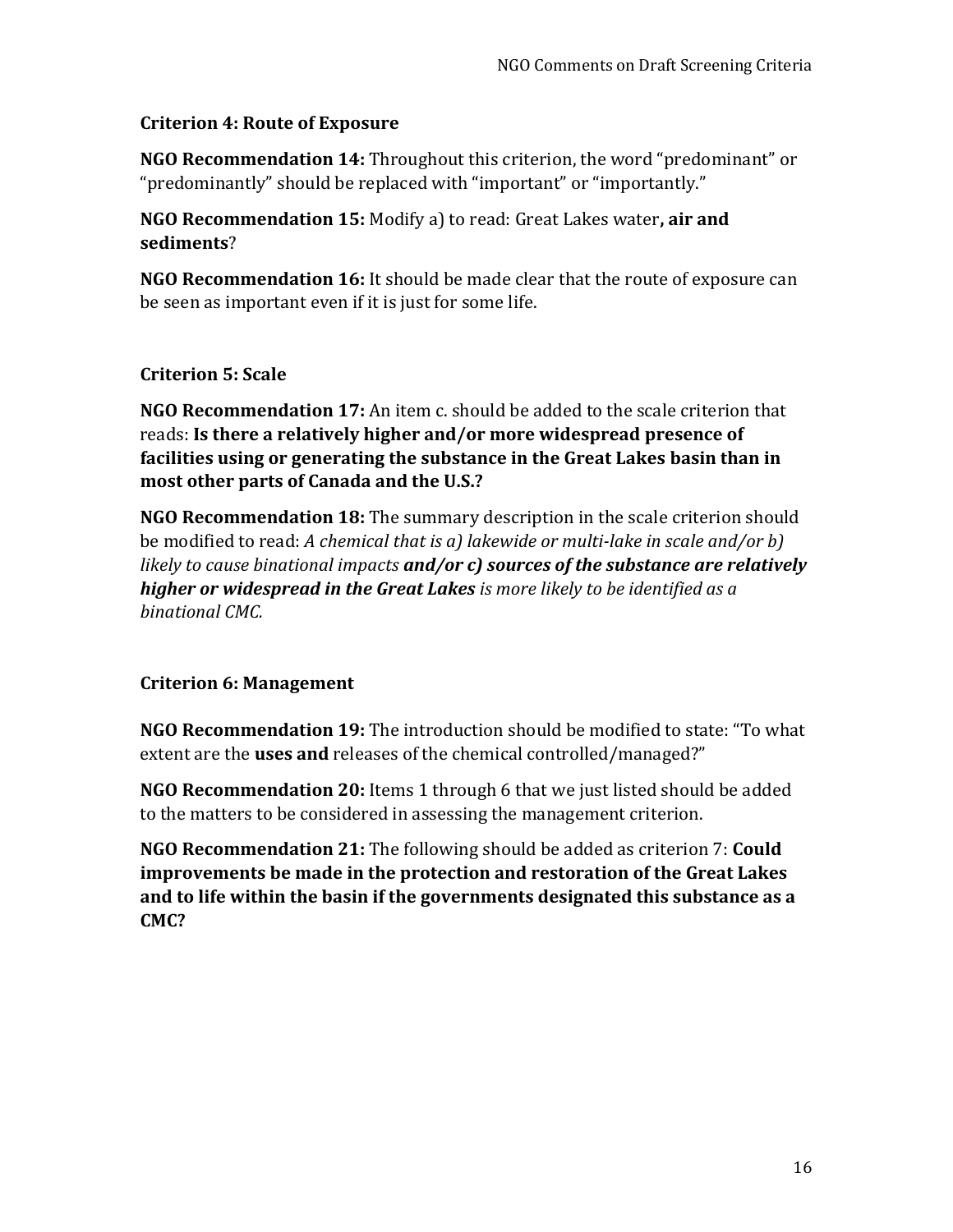### Criterion 4: Route of Exposure

**NGO Recommendation 14:** Throughout this criterion, the word "predominant" or "predominantly" should be replaced with "important" or "importantly."

**NGO Recommendation 15:** Modify a) to read: Great Lakes water**, air and sediments**?

**NGO Recommendation 16:** It should be made clear that the route of exposure can be seen as important even if it is just for some life.

### Criterion 5: Scale

**NGO Recommendation 17:** An item c. should be added to the scale criterion that reads: **Is there a relatively higher and/or more widespread presence of facilities using or generating the substance in the Great Lakes basin than in most other parts of Canada and the U.S.?**

**NGO Recommendation 18:** The summary description in the scale criterion should be modified to read: *A chemical that is a) lakewide or multi-lake in scale and/or b) likely to cause binational impacts* ***and/or c) sources of the substance are relatively higher or widespread in the Great Lakes*** *is more likely to be identified as a binational CMC.*

### Criterion 6: Management

**NGO Recommendation 19:** The introduction should be modified to state: "To what extent are the **uses and** releases of the chemical controlled/managed?"

**NGO Recommendation 20:** Items 1 through 6 that we just listed should be added to the matters to be considered in assessing the management criterion.

**NGO Recommendation 21:** The following should be added as criterion 7: **Could improvements be made in the protection and restoration of the Great Lakes and to life within the basin if the governments designated this substance as a CMC?**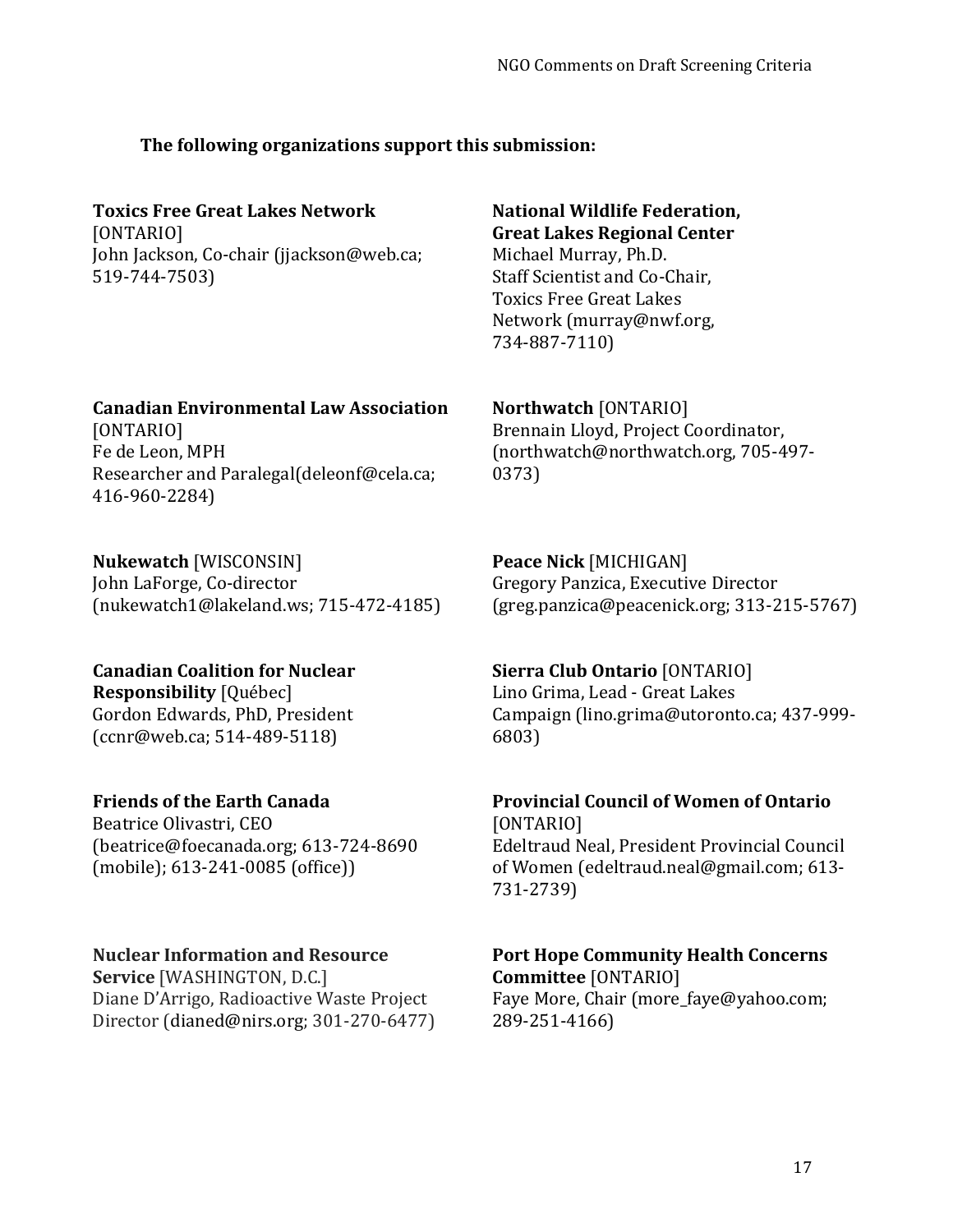**The following organizations support this submission:**

**Toxics Free Great Lakes Network** [ONTARIO]
John Jackson, Co-chair (jjackson@web.ca; 519-744-7503)

**National Wildlife Federation, Great Lakes Regional Center**
Michael Murray, Ph.D.
Staff Scientist and Co-Chair, Toxics Free Great Lakes Network (murray@nwf.org, 734-887-7110)

**Canadian Environmental Law Association** [ONTARIO]
Fe de Leon, MPH
Researcher and Paralegal(deleonf@cela.ca; 416-960-2284)

**Northwatch** [ONTARIO]
Brennain Lloyd, Project Coordinator, (northwatch@northwatch.org, 705-497-0373)

**Nukewatch** [WISCONSIN]
John LaForge, Co-director (nukewatch1@lakeland.ws; 715-472-4185)

**Peace Nick** [MICHIGAN]
Gregory Panzica, Executive Director (greg.panzica@peacenick.org; 313-215-5767)

**Canadian Coalition for Nuclear Responsibility** [Québec]
Gordon Edwards, PhD, President (ccnr@web.ca; 514-489-5118)

**Sierra Club Ontario** [ONTARIO]
Lino Grima, Lead - Great Lakes Campaign (lino.grima@utoronto.ca; 437-999-6803)

**Friends of the Earth Canada**
Beatrice Olivastri, CEO (beatrice@foecanada.org; 613-724-8690 (mobile); 613-241-0085 (office))

**Provincial Council of Women of Ontario** [ONTARIO]
Edeltraud Neal, President Provincial Council of Women (edeltraud.neal@gmail.com; 613-731-2739)

**Nuclear Information and Resource Service** [WASHINGTON, D.C.]
Diane D'Arrigo, Radioactive Waste Project Director (dianed@nirs.org; 301-270-6477)

**Port Hope Community Health Concerns Committee** [ONTARIO]
Faye More, Chair (more_faye@yahoo.com; 289-251-4166)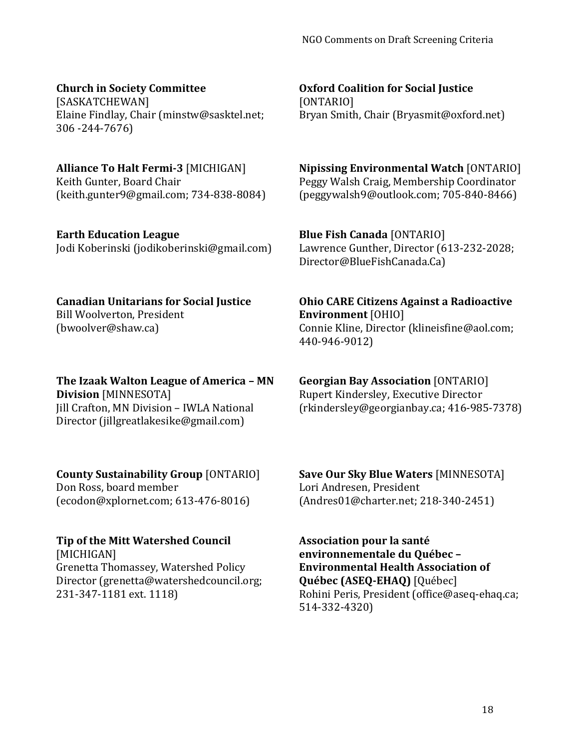**Church in Society Committee**
[SASKATCHEWAN]
Elaine Findlay, Chair (minstw@sasktel.net; 306 -244-7676)

**Alliance To Halt Fermi-3** [MICHIGAN]
Keith Gunter, Board Chair (keith.gunter9@gmail.com; 734-838-8084)

**Earth Education League**
Jodi Koberinski (jodikoberinski@gmail.com)

**Canadian Unitarians for Social Justice**
Bill Woolverton, President (bwoolver@shaw.ca)

**The Izaak Walton League of America – MN Division** [MINNESOTA]
Jill Crafton, MN Division – IWLA National Director (jillgreatlakesike@gmail.com)

**County Sustainability Group** [ONTARIO]
Don Ross, board member (ecodon@xplornet.com; 613-476-8016)

**Tip of the Mitt Watershed Council** [MICHIGAN]
Grenetta Thomassey, Watershed Policy Director (grenetta@watershedcouncil.org; 231-347-1181 ext. 1118)

**Oxford Coalition for Social Justice**
[ONTARIO]
Bryan Smith, Chair (Bryasmit@oxford.net)

**Nipissing Environmental Watch** [ONTARIO]
Peggy Walsh Craig, Membership Coordinator (peggywalsh9@outlook.com; 705-840-8466)

**Blue Fish Canada** [ONTARIO]
Lawrence Gunther, Director (613-232-2028; Director@BlueFishCanada.Ca)

**Ohio CARE Citizens Against a Radioactive Environment** [OHIO]
Connie Kline, Director (klineisfine@aol.com; 440-946-9012)

**Georgian Bay Association** [ONTARIO]
Rupert Kindersley, Executive Director (rkindersley@georgianbay.ca; 416-985-7378)

**Save Our Sky Blue Waters** [MINNESOTA]
Lori Andresen, President (Andres01@charter.net; 218-340-2451)

**Association pour la santé environnementale du Québec – Environmental Health Association of Québec (ASEQ-EHAQ)** [Québec]
Rohini Peris, President (office@aseq-ehaq.ca; 514-332-4320)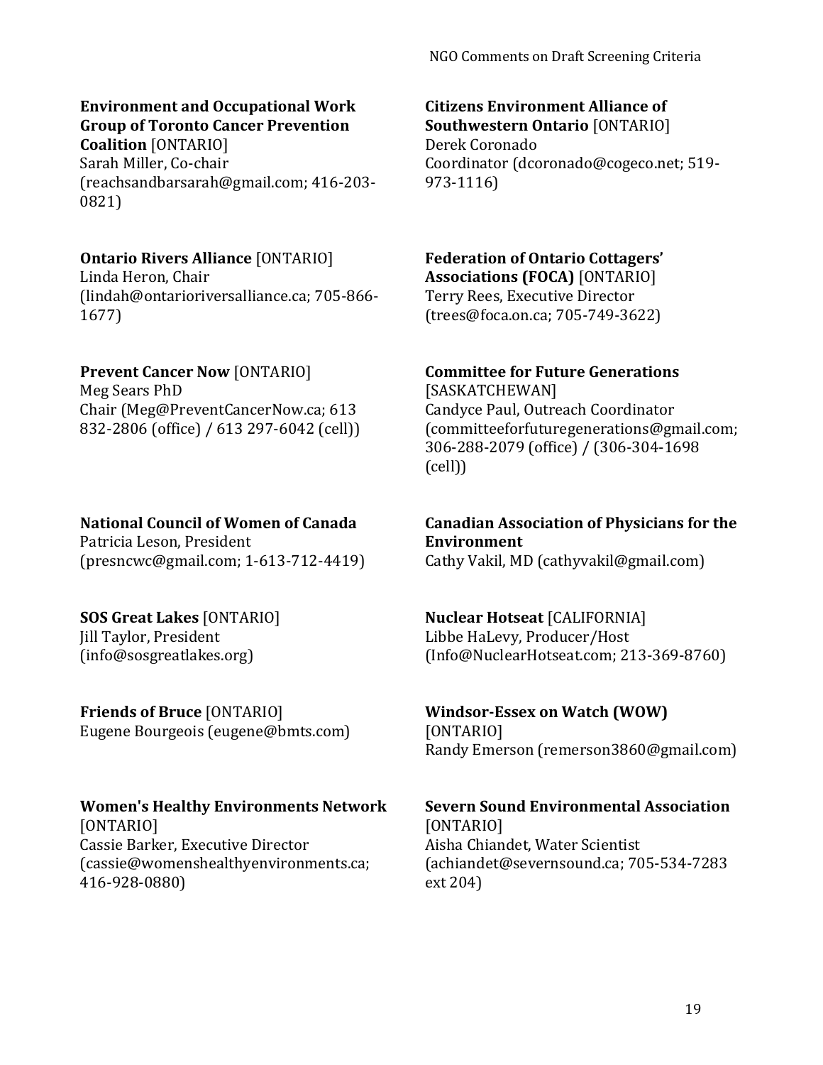**Environment and Occupational Work Group of Toronto Cancer Prevention Coalition** [ONTARIO]
Sarah Miller, Co-chair
(reachsandbarsarah@gmail.com; 416-203-0821)

**Ontario Rivers Alliance** [ONTARIO]
Linda Heron, Chair
(lindah@ontarioriversalliance.ca; 705-866-1677)

**Prevent Cancer Now** [ONTARIO]
Meg Sears PhD
Chair (Meg@PreventCancerNow.ca; 613 832-2806 (office) / 613 297-6042 (cell))

**National Council of Women of Canada**
Patricia Leson, President
(presncwc@gmail.com; 1-613-712-4419)

**SOS Great Lakes** [ONTARIO]
Jill Taylor, President
(info@sosgreatlakes.org)

**Friends of Bruce** [ONTARIO]
Eugene Bourgeois (eugene@bmts.com)

**Women's Healthy Environments Network** [ONTARIO]
Cassie Barker, Executive Director
(cassie@womenshealthyenvironments.ca; 416-928-0880)

**Citizens Environment Alliance of Southwestern Ontario** [ONTARIO]
Derek Coronado
Coordinator (dcoronado@cogeco.net; 519-973-1116)

**Federation of Ontario Cottagers' Associations (FOCA)** [ONTARIO]
Terry Rees, Executive Director
(trees@foca.on.ca; 705-749-3622)

**Committee for Future Generations** [SASKATCHEWAN]
Candyce Paul, Outreach Coordinator
(committeeforfuturegenerations@gmail.com; 306-288-2079 (office) / (306-304-1698 (cell))

**Canadian Association of Physicians for the Environment**
Cathy Vakil, MD (cathyvakil@gmail.com)

**Nuclear Hotseat** [CALIFORNIA]
Libbe HaLevy, Producer/Host
(Info@NuclearHotseat.com; 213-369-8760)

**Windsor-Essex on Watch (WOW)** [ONTARIO]
Randy Emerson (remerson3860@gmail.com)

**Severn Sound Environmental Association** [ONTARIO]
Aisha Chiandet, Water Scientist
(achiandet@severnsound.ca; 705-534-7283 ext 204)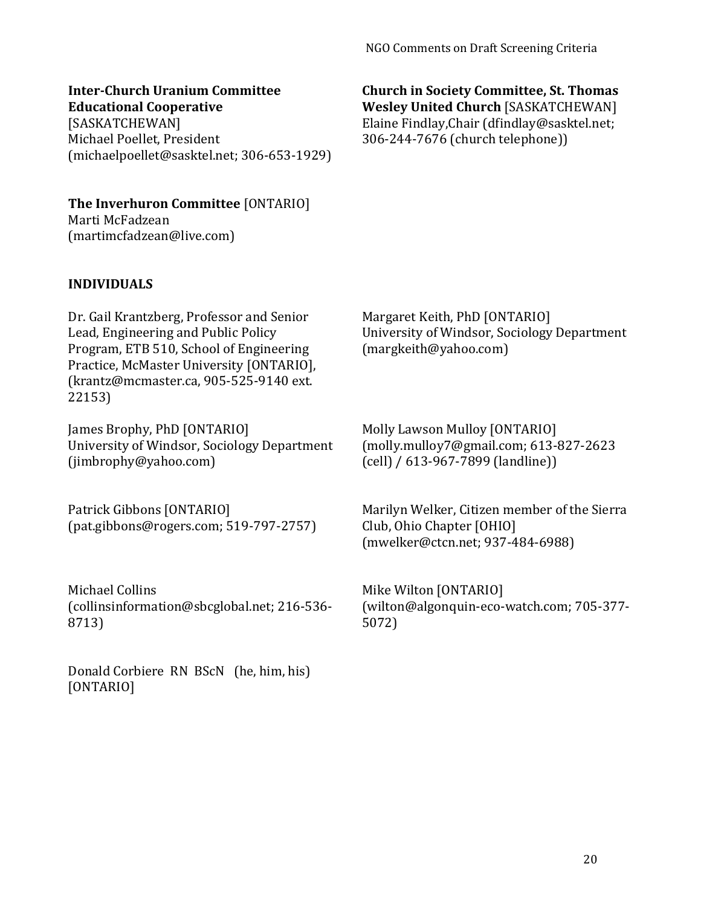**Inter-Church Uranium Committee Educational Cooperative** [SASKATCHEWAN]
Michael Poellet, President
(michaelpoellet@sasktel.net; 306-653-1929)

**Church in Society Committee, St. Thomas Wesley United Church** [SASKATCHEWAN]
Elaine Findlay,Chair (dfindlay@sasktel.net; 306-244-7676 (church telephone))

**The Inverhuron Committee** [ONTARIO]
Marti McFadzean
(martimcfadzean@live.com)

**INDIVIDUALS**

Dr. Gail Krantzberg, Professor and Senior Lead, Engineering and Public Policy Program, ETB 510, School of Engineering Practice, McMaster University [ONTARIO], (krantz@mcmaster.ca, 905-525-9140 ext. 22153)

Margaret Keith, PhD [ONTARIO]
University of Windsor, Sociology Department
(margkeith@yahoo.com)

James Brophy, PhD [ONTARIO]
University of Windsor, Sociology Department
(jimbrophy@yahoo.com)

Molly Lawson Mulloy [ONTARIO]
(molly.mulloy7@gmail.com; 613-827-2623 (cell) / 613-967-7899 (landline))

Patrick Gibbons [ONTARIO]
(pat.gibbons@rogers.com; 519-797-2757)

Marilyn Welker, Citizen member of the Sierra Club, Ohio Chapter [OHIO]
(mwelker@ctcn.net; 937-484-6988)

Michael Collins
(collinsinformation@sbcglobal.net; 216-536-8713)

Mike Wilton [ONTARIO]
(wilton@algonquin-eco-watch.com; 705-377-5072)

Donald Corbiere RN BScN (he, him, his) [ONTARIO]